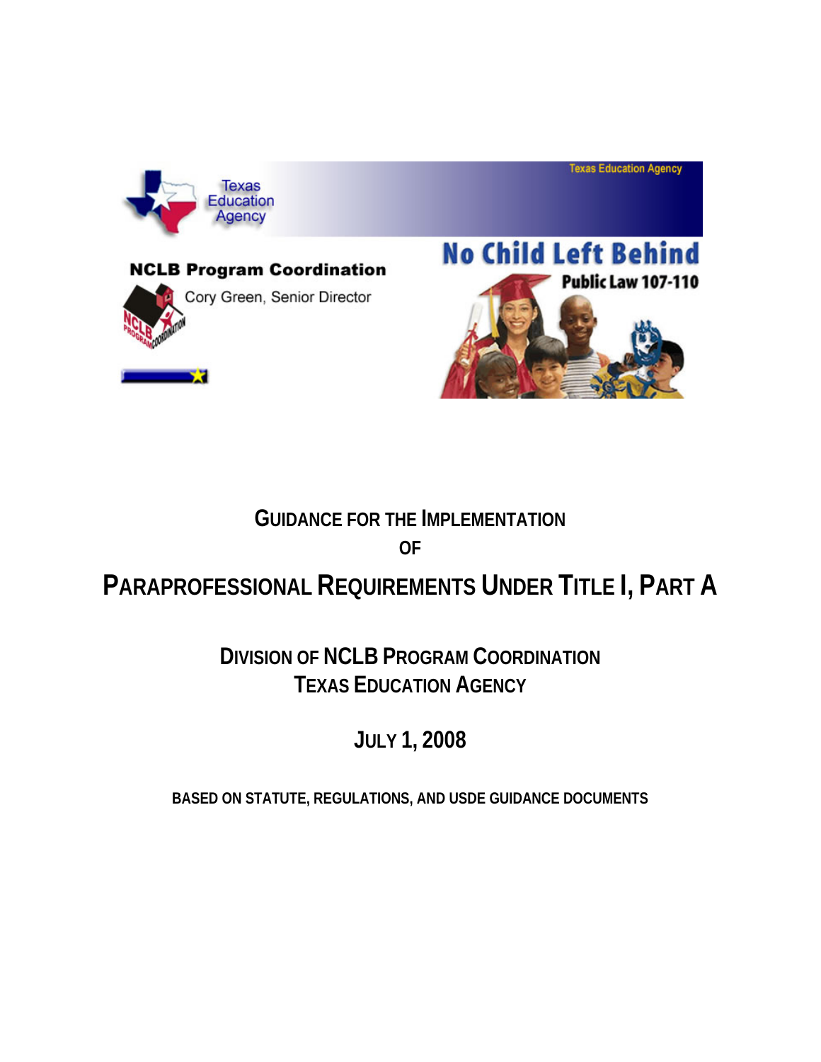Texas Education Agency

NCLB Program Coordination

Cory Green, Senior Director

No Child Left Behind

Public Law 107-110

# Guidance for the Implementation of Paraprofessional Requirements Under Title I, Part A

## Division of NCLB Program Coordination
## Texas Education Agency

## July 1, 2008

**BASED ON STATUTE, REGULATIONS, AND USDE GUIDANCE DOCUMENTS**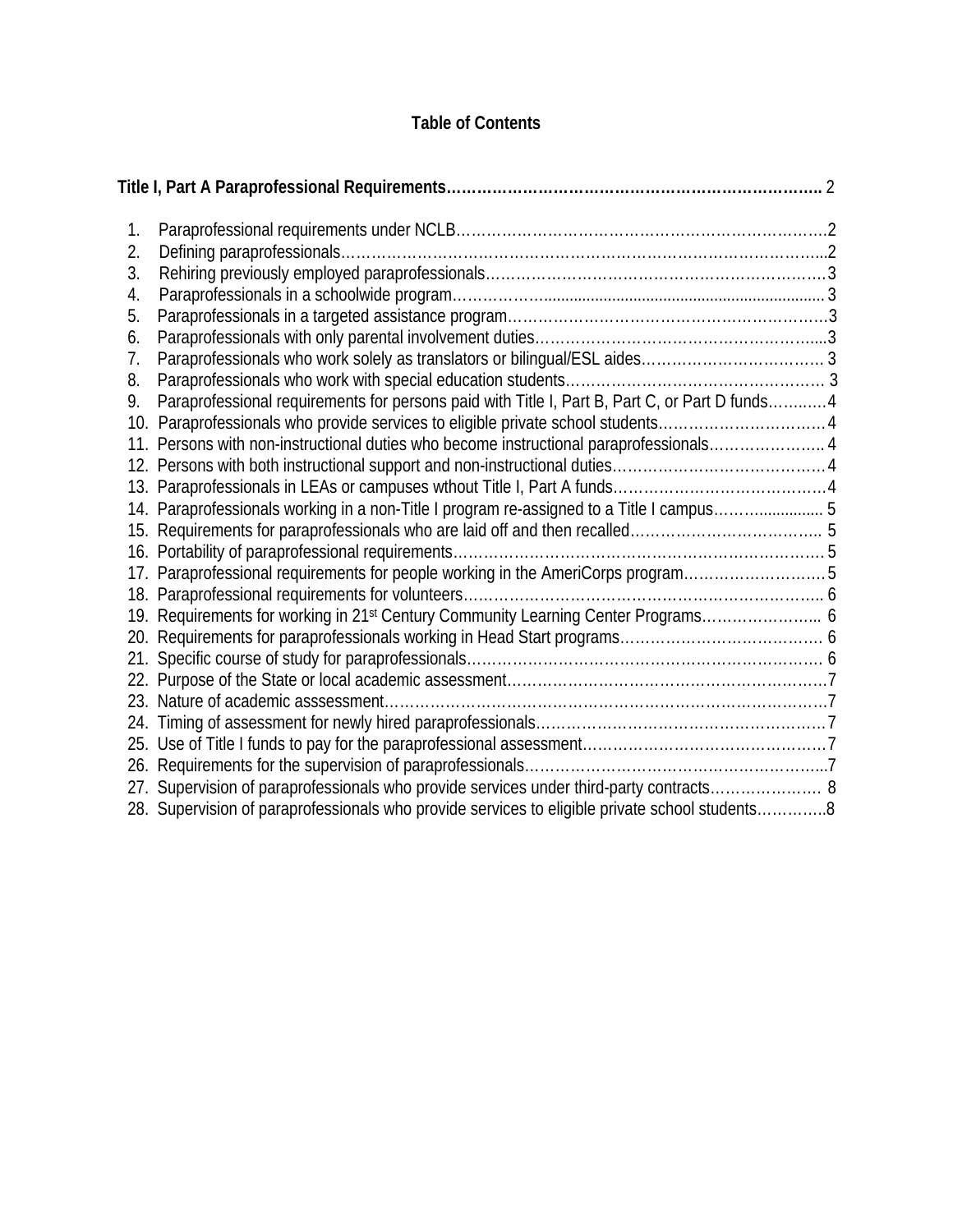## Table of Contents

**Title I, Part A Paraprofessional Requirements**………………………………………………………………… 2

1. Paraprofessional requirements under NCLB……………………………………………………………….2
2. Defining paraprofessionals……………………………………………………………………………...2
3. Rehiring previously employed paraprofessionals…………………………………………………………3
4. Paraprofessionals in a schoolwide program……………................................................................... 3
5. Paraprofessionals in a targeted assistance program……………………………………………………….3
6. Paraprofessionals with only parental involvement duties…………………………………………….....3
7. Paraprofessionals who work solely as translators or bilingual/ESL aides………………………………. 3
8. Paraprofessionals who work with special education students…………………………………………… 3
9. Paraprofessional requirements for persons paid with Title I, Part B, Part C, or Part D funds……..…4
10. Paraprofessionals who provide services to eligible private school students……………………………4
11. Persons with non-instructional duties who become instructional paraprofessionals………………….. 4
12. Persons with both instructional support and non-instructional duties……………………………………4
13. Paraprofessionals in LEAs or campuses wthout Title I, Part A funds……………………………………4
14. Paraprofessionals working in a non-Title I program re-assigned to a Title I campus……….............. 5
15. Requirements for paraprofessionals who are laid off and then recalled……………………………….. 5
16. Portability of paraprofessional requirements……………………………………………………………5
17. Paraprofessional requirements for people working in the AmeriCorps program………………………5
18. Paraprofessional requirements for volunteers……………………………………………………………. 6
19. Requirements for working in 21st Century Community Learning Center Programs………………….. 6
20. Requirements for paraprofessionals working in Head Start programs………………………………… 6
21. Specific course of study for paraprofessionals……………………………………………………………. 6
22. Purpose of the State or local academic assessment………………………………………………………7
23. Nature of academic asssessment…………………………………………………………………………7
24. Timing of assessment for newly hired paraprofessionals…………………………………………………7
25. Use of Title I funds to pay for the paraprofessional assessment…………………………………………7
26. Requirements for the supervision of paraprofessionals…………………………………………………...7
27. Supervision of paraprofessionals who provide services under third-party contracts…………………. 8
28. Supervision of paraprofessionals who provide services to eligible private school students…………..8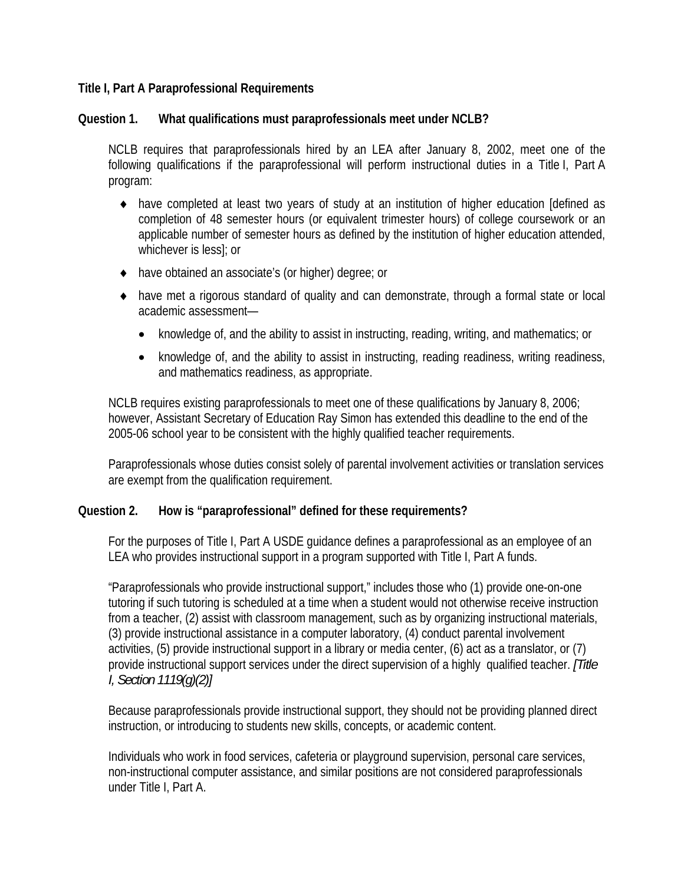**Title I, Part A Paraprofessional Requirements**

**Question 1. What qualifications must paraprofessionals meet under NCLB?**

NCLB requires that paraprofessionals hired by an LEA after January 8, 2002, meet one of the following qualifications if the paraprofessional will perform instructional duties in a Title I, Part A program:

- have completed at least two years of study at an institution of higher education [defined as completion of 48 semester hours (or equivalent trimester hours) of college coursework or an applicable number of semester hours as defined by the institution of higher education attended, whichever is less]; or
- have obtained an associate's (or higher) degree; or
- have met a rigorous standard of quality and can demonstrate, through a formal state or local academic assessment—
  - knowledge of, and the ability to assist in instructing, reading, writing, and mathematics; or
  - knowledge of, and the ability to assist in instructing, reading readiness, writing readiness, and mathematics readiness, as appropriate.

NCLB requires existing paraprofessionals to meet one of these qualifications by January 8, 2006; however, Assistant Secretary of Education Ray Simon has extended this deadline to the end of the 2005-06 school year to be consistent with the highly qualified teacher requirements.

Paraprofessionals whose duties consist solely of parental involvement activities or translation services are exempt from the qualification requirement.

**Question 2. How is "paraprofessional" defined for these requirements?**

For the purposes of Title I, Part A USDE guidance defines a paraprofessional as an employee of an LEA who provides instructional support in a program supported with Title I, Part A funds.

"Paraprofessionals who provide instructional support," includes those who (1) provide one-on-one tutoring if such tutoring is scheduled at a time when a student would not otherwise receive instruction from a teacher, (2) assist with classroom management, such as by organizing instructional materials, (3) provide instructional assistance in a computer laboratory, (4) conduct parental involvement activities, (5) provide instructional support in a library or media center, (6) act as a translator, or (7) provide instructional support services under the direct supervision of a highly qualified teacher. *[Title I, Section 1119(g)(2)]*

Because paraprofessionals provide instructional support, they should not be providing planned direct instruction, or introducing to students new skills, concepts, or academic content.

Individuals who work in food services, cafeteria or playground supervision, personal care services, non-instructional computer assistance, and similar positions are not considered paraprofessionals under Title I, Part A.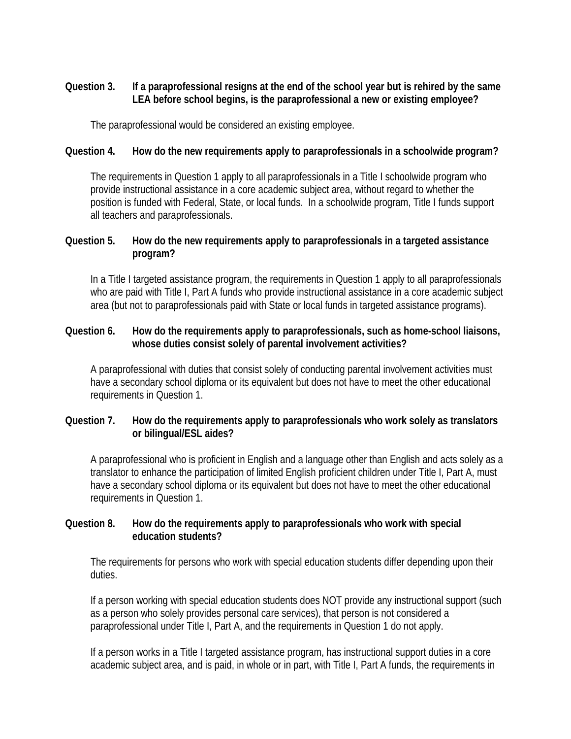**Question 3. If a paraprofessional resigns at the end of the school year but is rehired by the same LEA before school begins, is the paraprofessional a new or existing employee?**

The paraprofessional would be considered an existing employee.

**Question 4. How do the new requirements apply to paraprofessionals in a schoolwide program?**

The requirements in Question 1 apply to all paraprofessionals in a Title I schoolwide program who provide instructional assistance in a core academic subject area, without regard to whether the position is funded with Federal, State, or local funds. In a schoolwide program, Title I funds support all teachers and paraprofessionals.

**Question 5. How do the new requirements apply to paraprofessionals in a targeted assistance program?**

In a Title I targeted assistance program, the requirements in Question 1 apply to all paraprofessionals who are paid with Title I, Part A funds who provide instructional assistance in a core academic subject area (but not to paraprofessionals paid with State or local funds in targeted assistance programs).

**Question 6. How do the requirements apply to paraprofessionals, such as home-school liaisons, whose duties consist solely of parental involvement activities?**

A paraprofessional with duties that consist solely of conducting parental involvement activities must have a secondary school diploma or its equivalent but does not have to meet the other educational requirements in Question 1.

**Question 7. How do the requirements apply to paraprofessionals who work solely as translators or bilingual/ESL aides?**

A paraprofessional who is proficient in English and a language other than English and acts solely as a translator to enhance the participation of limited English proficient children under Title I, Part A, must have a secondary school diploma or its equivalent but does not have to meet the other educational requirements in Question 1.

**Question 8. How do the requirements apply to paraprofessionals who work with special education students?**

The requirements for persons who work with special education students differ depending upon their duties.

If a person working with special education students does NOT provide any instructional support (such as a person who solely provides personal care services), that person is not considered a paraprofessional under Title I, Part A, and the requirements in Question 1 do not apply.

If a person works in a Title I targeted assistance program, has instructional support duties in a core academic subject area, and is paid, in whole or in part, with Title I, Part A funds, the requirements in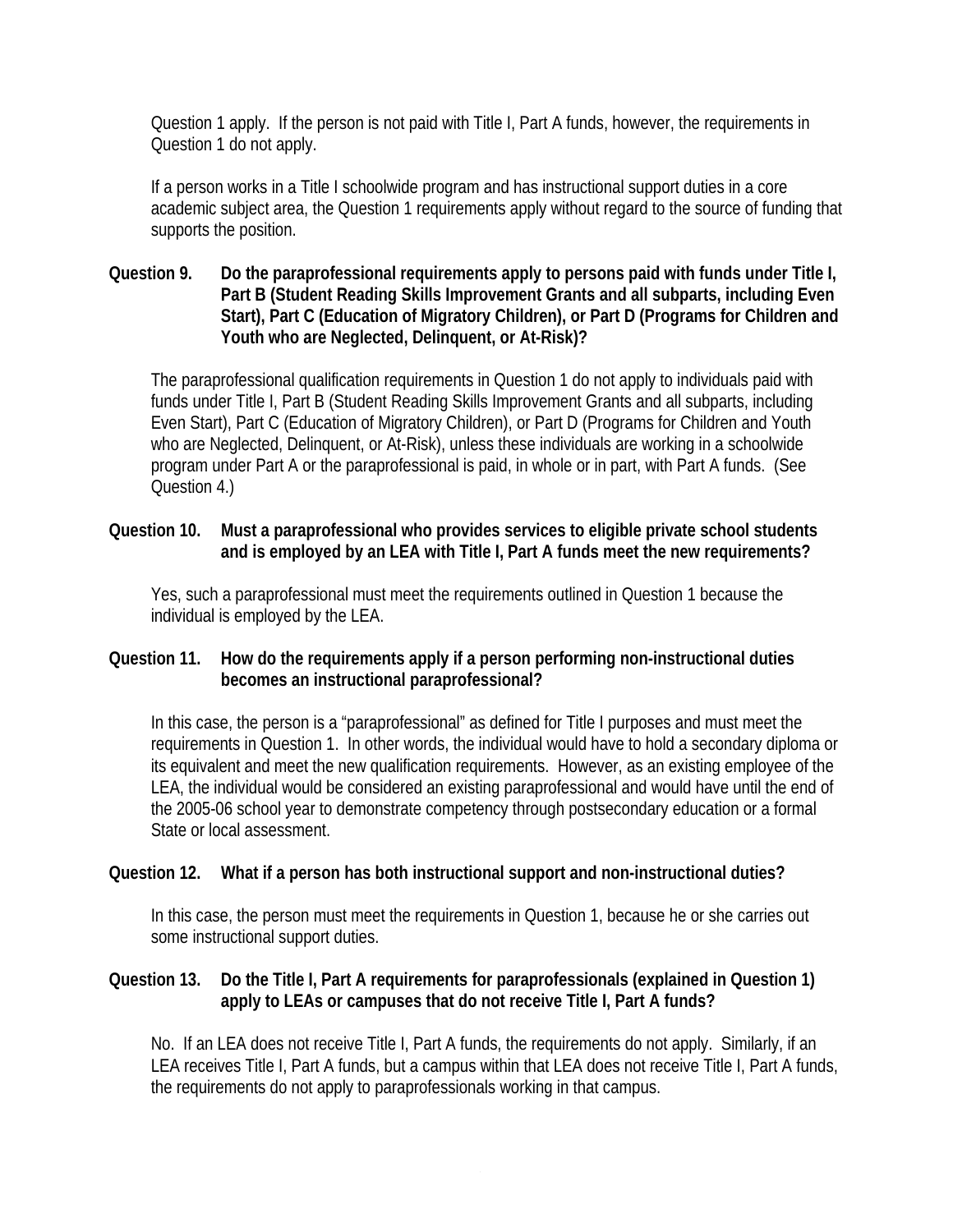Question 1 apply. If the person is not paid with Title I, Part A funds, however, the requirements in Question 1 do not apply.

If a person works in a Title I schoolwide program and has instructional support duties in a core academic subject area, the Question 1 requirements apply without regard to the source of funding that supports the position.

**Question 9. Do the paraprofessional requirements apply to persons paid with funds under Title I, Part B (Student Reading Skills Improvement Grants and all subparts, including Even Start), Part C (Education of Migratory Children), or Part D (Programs for Children and Youth who are Neglected, Delinquent, or At-Risk)?**

The paraprofessional qualification requirements in Question 1 do not apply to individuals paid with funds under Title I, Part B (Student Reading Skills Improvement Grants and all subparts, including Even Start), Part C (Education of Migratory Children), or Part D (Programs for Children and Youth who are Neglected, Delinquent, or At-Risk), unless these individuals are working in a schoolwide program under Part A or the paraprofessional is paid, in whole or in part, with Part A funds. (See Question 4.)

**Question 10. Must a paraprofessional who provides services to eligible private school students and is employed by an LEA with Title I, Part A funds meet the new requirements?**

Yes, such a paraprofessional must meet the requirements outlined in Question 1 because the individual is employed by the LEA.

**Question 11. How do the requirements apply if a person performing non-instructional duties becomes an instructional paraprofessional?**

In this case, the person is a "paraprofessional" as defined for Title I purposes and must meet the requirements in Question 1. In other words, the individual would have to hold a secondary diploma or its equivalent and meet the new qualification requirements. However, as an existing employee of the LEA, the individual would be considered an existing paraprofessional and would have until the end of the 2005-06 school year to demonstrate competency through postsecondary education or a formal State or local assessment.

**Question 12. What if a person has both instructional support and non-instructional duties?**

In this case, the person must meet the requirements in Question 1, because he or she carries out some instructional support duties.

**Question 13. Do the Title I, Part A requirements for paraprofessionals (explained in Question 1) apply to LEAs or campuses that do not receive Title I, Part A funds?**

No. If an LEA does not receive Title I, Part A funds, the requirements do not apply. Similarly, if an LEA receives Title I, Part A funds, but a campus within that LEA does not receive Title I, Part A funds, the requirements do not apply to paraprofessionals working in that campus.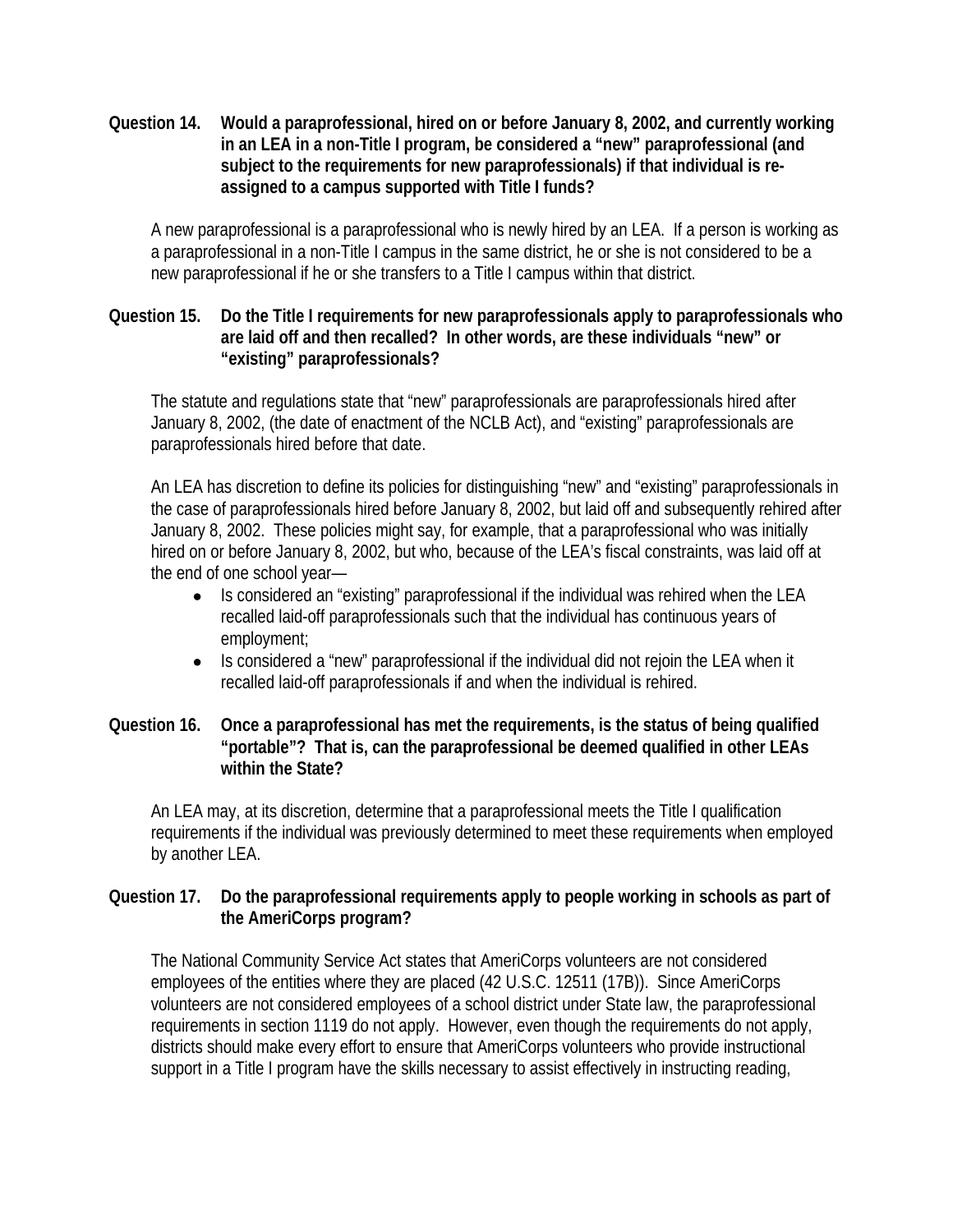**Question 14. Would a paraprofessional, hired on or before January 8, 2002, and currently working in an LEA in a non-Title I program, be considered a "new" paraprofessional (and subject to the requirements for new paraprofessionals) if that individual is re-assigned to a campus supported with Title I funds?**

A new paraprofessional is a paraprofessional who is newly hired by an LEA. If a person is working as a paraprofessional in a non-Title I campus in the same district, he or she is not considered to be a new paraprofessional if he or she transfers to a Title I campus within that district.

**Question 15. Do the Title I requirements for new paraprofessionals apply to paraprofessionals who are laid off and then recalled? In other words, are these individuals "new" or "existing" paraprofessionals?**

The statute and regulations state that "new" paraprofessionals are paraprofessionals hired after January 8, 2002, (the date of enactment of the NCLB Act), and "existing" paraprofessionals are paraprofessionals hired before that date.

An LEA has discretion to define its policies for distinguishing "new" and "existing" paraprofessionals in the case of paraprofessionals hired before January 8, 2002, but laid off and subsequently rehired after January 8, 2002. These policies might say, for example, that a paraprofessional who was initially hired on or before January 8, 2002, but who, because of the LEA's fiscal constraints, was laid off at the end of one school year—

- Is considered an "existing" paraprofessional if the individual was rehired when the LEA recalled laid-off paraprofessionals such that the individual has continuous years of employment;
- Is considered a "new" paraprofessional if the individual did not rejoin the LEA when it recalled laid-off paraprofessionals if and when the individual is rehired.

**Question 16. Once a paraprofessional has met the requirements, is the status of being qualified "portable"? That is, can the paraprofessional be deemed qualified in other LEAs within the State?**

An LEA may, at its discretion, determine that a paraprofessional meets the Title I qualification requirements if the individual was previously determined to meet these requirements when employed by another LEA.

**Question 17. Do the paraprofessional requirements apply to people working in schools as part of the AmeriCorps program?**

The National Community Service Act states that AmeriCorps volunteers are not considered employees of the entities where they are placed (42 U.S.C. 12511 (17B)). Since AmeriCorps volunteers are not considered employees of a school district under State law, the paraprofessional requirements in section 1119 do not apply. However, even though the requirements do not apply, districts should make every effort to ensure that AmeriCorps volunteers who provide instructional support in a Title I program have the skills necessary to assist effectively in instructing reading,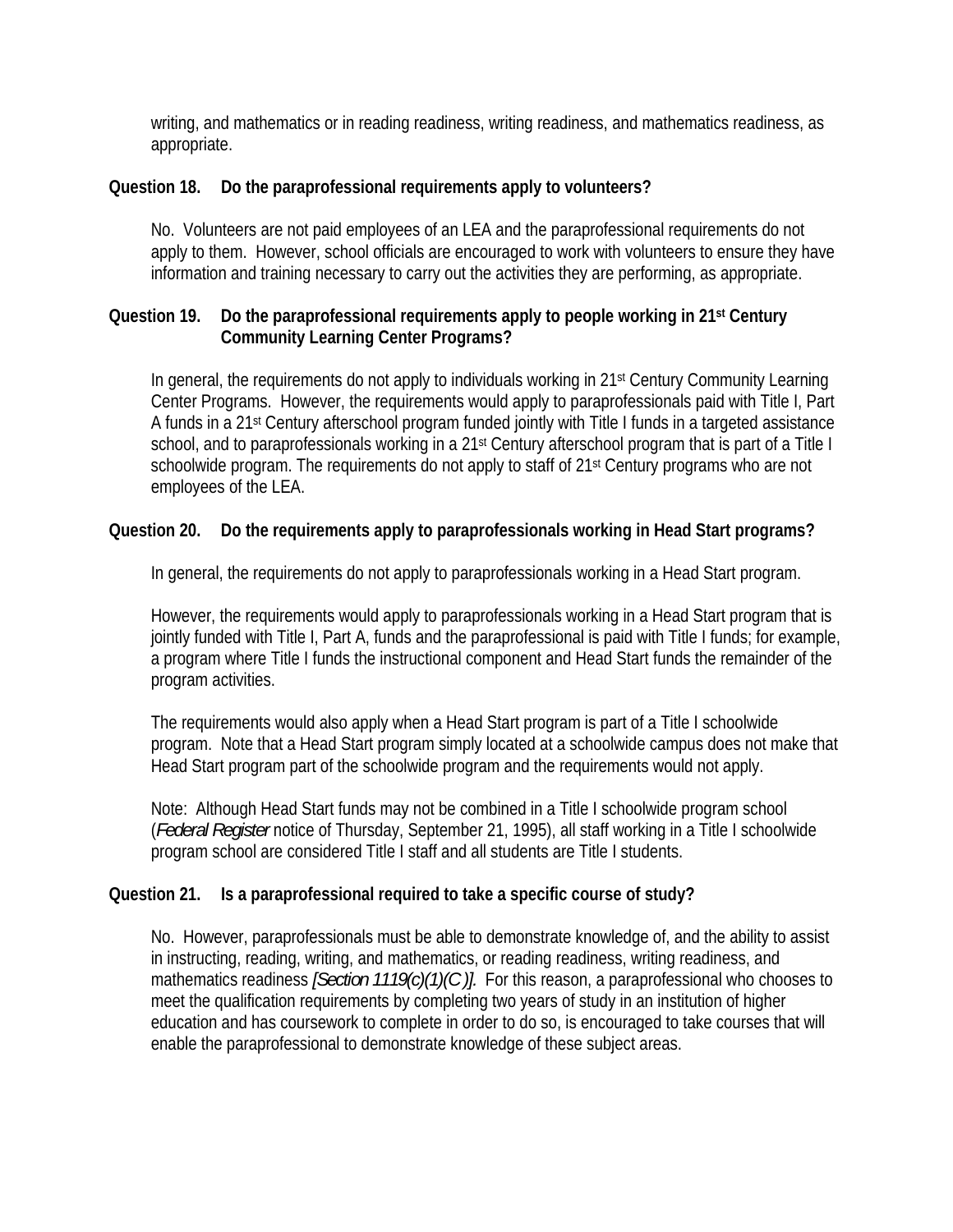writing, and mathematics or in reading readiness, writing readiness, and mathematics readiness, as appropriate.

**Question 18. Do the paraprofessional requirements apply to volunteers?**

No. Volunteers are not paid employees of an LEA and the paraprofessional requirements do not apply to them. However, school officials are encouraged to work with volunteers to ensure they have information and training necessary to carry out the activities they are performing, as appropriate.

**Question 19. Do the paraprofessional requirements apply to people working in 21st Century Community Learning Center Programs?**

In general, the requirements do not apply to individuals working in 21st Century Community Learning Center Programs. However, the requirements would apply to paraprofessionals paid with Title I, Part A funds in a 21st Century afterschool program funded jointly with Title I funds in a targeted assistance school, and to paraprofessionals working in a 21st Century afterschool program that is part of a Title I schoolwide program. The requirements do not apply to staff of 21st Century programs who are not employees of the LEA.

**Question 20. Do the requirements apply to paraprofessionals working in Head Start programs?**

In general, the requirements do not apply to paraprofessionals working in a Head Start program.

However, the requirements would apply to paraprofessionals working in a Head Start program that is jointly funded with Title I, Part A, funds and the paraprofessional is paid with Title I funds; for example, a program where Title I funds the instructional component and Head Start funds the remainder of the program activities.

The requirements would also apply when a Head Start program is part of a Title I schoolwide program. Note that a Head Start program simply located at a schoolwide campus does not make that Head Start program part of the schoolwide program and the requirements would not apply.

Note: Although Head Start funds may not be combined in a Title I schoolwide program school (*Federal Register* notice of Thursday, September 21, 1995), all staff working in a Title I schoolwide program school are considered Title I staff and all students are Title I students.

**Question 21. Is a paraprofessional required to take a specific course of study?**

No. However, paraprofessionals must be able to demonstrate knowledge of, and the ability to assist in instructing, reading, writing, and mathematics, or reading readiness, writing readiness, and mathematics readiness *[Section 1119(c)(1)(C)].* For this reason, a paraprofessional who chooses to meet the qualification requirements by completing two years of study in an institution of higher education and has coursework to complete in order to do so, is encouraged to take courses that will enable the paraprofessional to demonstrate knowledge of these subject areas.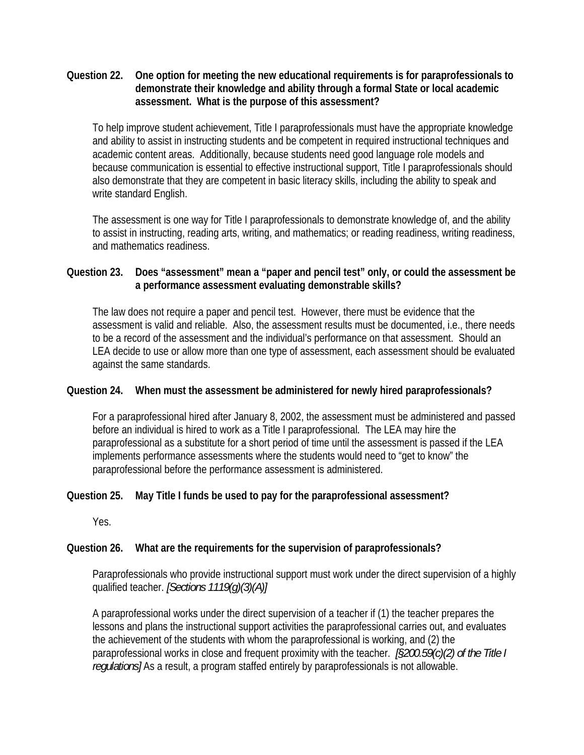**Question 22. One option for meeting the new educational requirements is for paraprofessionals to demonstrate their knowledge and ability through a formal State or local academic assessment. What is the purpose of this assessment?**

To help improve student achievement, Title I paraprofessionals must have the appropriate knowledge and ability to assist in instructing students and be competent in required instructional techniques and academic content areas. Additionally, because students need good language role models and because communication is essential to effective instructional support, Title I paraprofessionals should also demonstrate that they are competent in basic literacy skills, including the ability to speak and write standard English.

The assessment is one way for Title I paraprofessionals to demonstrate knowledge of, and the ability to assist in instructing, reading arts, writing, and mathematics; or reading readiness, writing readiness, and mathematics readiness.

**Question 23. Does "assessment" mean a "paper and pencil test" only, or could the assessment be a performance assessment evaluating demonstrable skills?**

The law does not require a paper and pencil test. However, there must be evidence that the assessment is valid and reliable. Also, the assessment results must be documented, i.e., there needs to be a record of the assessment and the individual's performance on that assessment. Should an LEA decide to use or allow more than one type of assessment, each assessment should be evaluated against the same standards.

**Question 24. When must the assessment be administered for newly hired paraprofessionals?**

For a paraprofessional hired after January 8, 2002, the assessment must be administered and passed before an individual is hired to work as a Title I paraprofessional. The LEA may hire the paraprofessional as a substitute for a short period of time until the assessment is passed if the LEA implements performance assessments where the students would need to "get to know" the paraprofessional before the performance assessment is administered.

**Question 25. May Title I funds be used to pay for the paraprofessional assessment?**

Yes.

**Question 26. What are the requirements for the supervision of paraprofessionals?**

Paraprofessionals who provide instructional support must work under the direct supervision of a highly qualified teacher. *[Sections 1119(g)(3)(A)]*

A paraprofessional works under the direct supervision of a teacher if (1) the teacher prepares the lessons and plans the instructional support activities the paraprofessional carries out, and evaluates the achievement of the students with whom the paraprofessional is working, and (2) the paraprofessional works in close and frequent proximity with the teacher. *[§200.59(c)(2) of the Title I regulations]* As a result, a program staffed entirely by paraprofessionals is not allowable.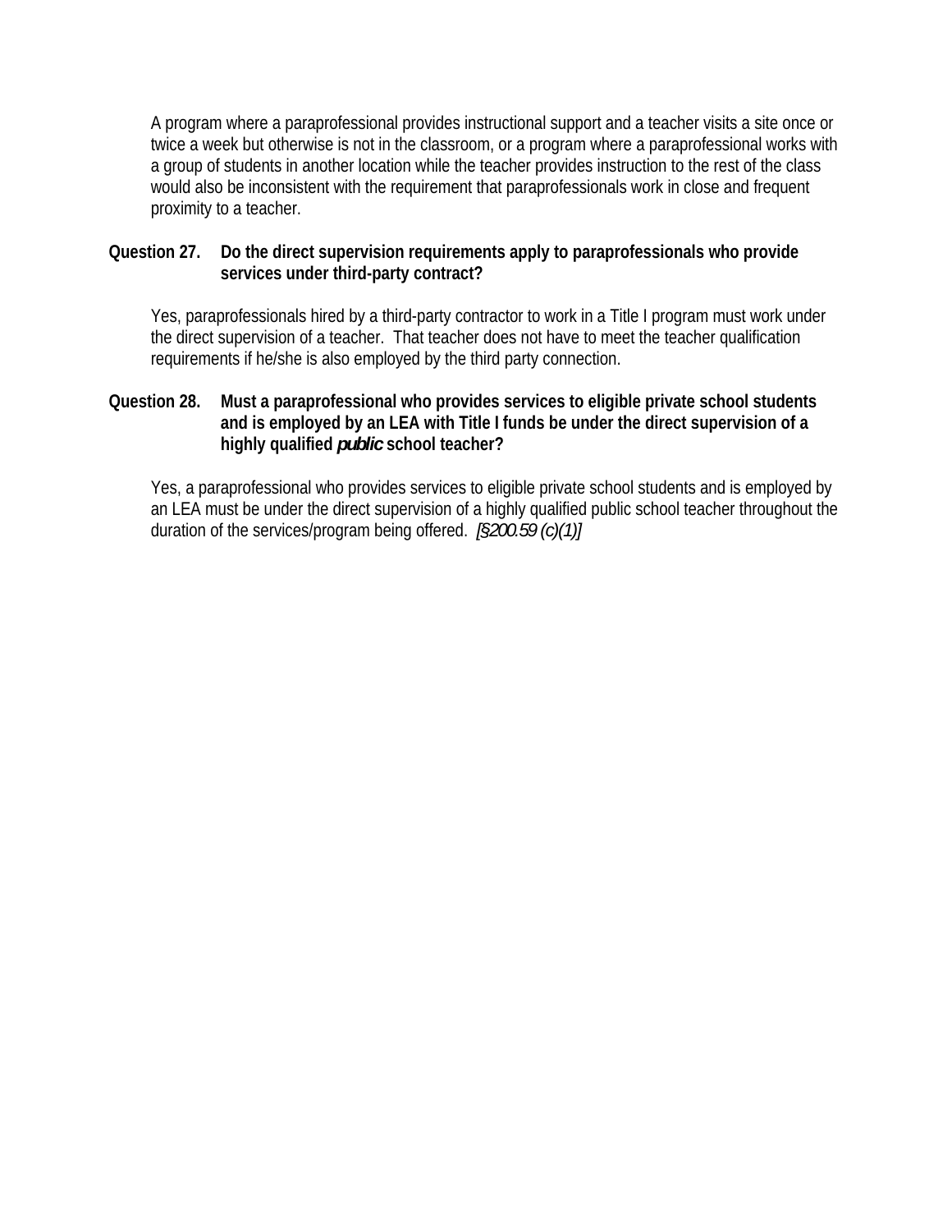A program where a paraprofessional provides instructional support and a teacher visits a site once or twice a week but otherwise is not in the classroom, or a program where a paraprofessional works with a group of students in another location while the teacher provides instruction to the rest of the class would also be inconsistent with the requirement that paraprofessionals work in close and frequent proximity to a teacher.

**Question 27. Do the direct supervision requirements apply to paraprofessionals who provide services under third-party contract?**

Yes, paraprofessionals hired by a third-party contractor to work in a Title I program must work under the direct supervision of a teacher. That teacher does not have to meet the teacher qualification requirements if he/she is also employed by the third party connection.

**Question 28. Must a paraprofessional who provides services to eligible private school students and is employed by an LEA with Title I funds be under the direct supervision of a highly qualified *public* school teacher?**

Yes, a paraprofessional who provides services to eligible private school students and is employed by an LEA must be under the direct supervision of a highly qualified public school teacher throughout the duration of the services/program being offered. *[§200.59 (c)(1)]*